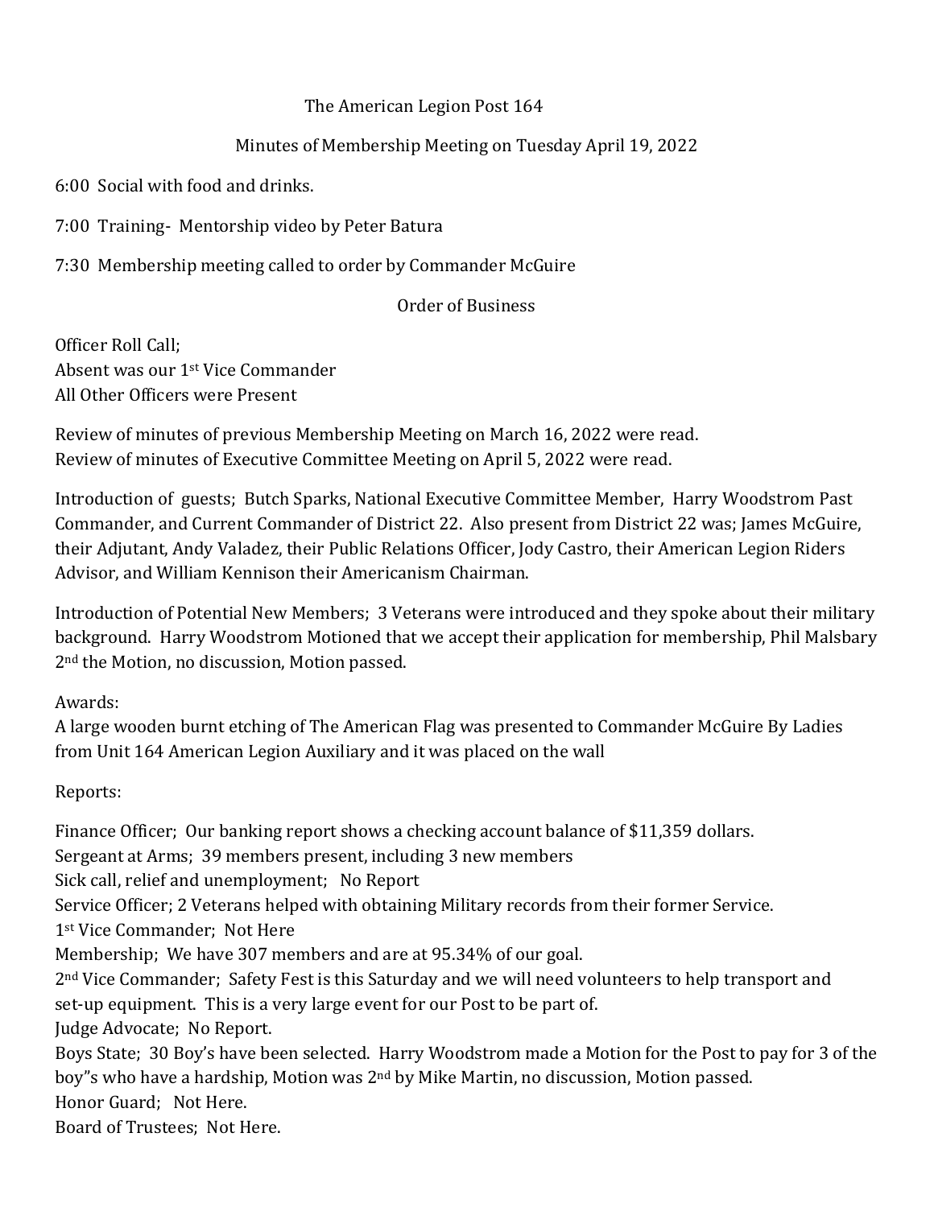The American Legion Post 164

Minutes of Membership Meeting on Tuesday April 19, 2022

6:00 Social with food and drinks.

7:00 Training- Mentorship video by Peter Batura

7:30 Membership meeting called to order by Commander McGuire

Order of Business

Officer Roll Call;
Absent was our 1st Vice Commander
All Other Officers were Present

Review of minutes of previous Membership Meeting on March 16, 2022 were read.
Review of minutes of Executive Committee Meeting on April 5, 2022 were read.

Introduction of guests; Butch Sparks, National Executive Committee Member, Harry Woodstrom Past Commander, and Current Commander of District 22. Also present from District 22 was; James McGuire, their Adjutant, Andy Valadez, their Public Relations Officer, Jody Castro, their American Legion Riders Advisor, and William Kennison their Americanism Chairman.

Introduction of Potential New Members; 3 Veterans were introduced and they spoke about their military background. Harry Woodstrom Motioned that we accept their application for membership, Phil Malsbary 2nd the Motion, no discussion, Motion passed.

Awards:
A large wooden burnt etching of The American Flag was presented to Commander McGuire By Ladies from Unit 164 American Legion Auxiliary and it was placed on the wall

Reports:

Finance Officer; Our banking report shows a checking account balance of $11,359 dollars.
Sergeant at Arms; 39 members present, including 3 new members
Sick call, relief and unemployment; No Report
Service Officer; 2 Veterans helped with obtaining Military records from their former Service.
1st Vice Commander; Not Here
Membership; We have 307 members and are at 95.34% of our goal.
2nd Vice Commander; Safety Fest is this Saturday and we will need volunteers to help transport and set-up equipment. This is a very large event for our Post to be part of.
Judge Advocate; No Report.
Boys State; 30 Boy's have been selected. Harry Woodstrom made a Motion for the Post to pay for 3 of the boy"s who have a hardship, Motion was 2nd by Mike Martin, no discussion, Motion passed.
Honor Guard; Not Here.
Board of Trustees; Not Here.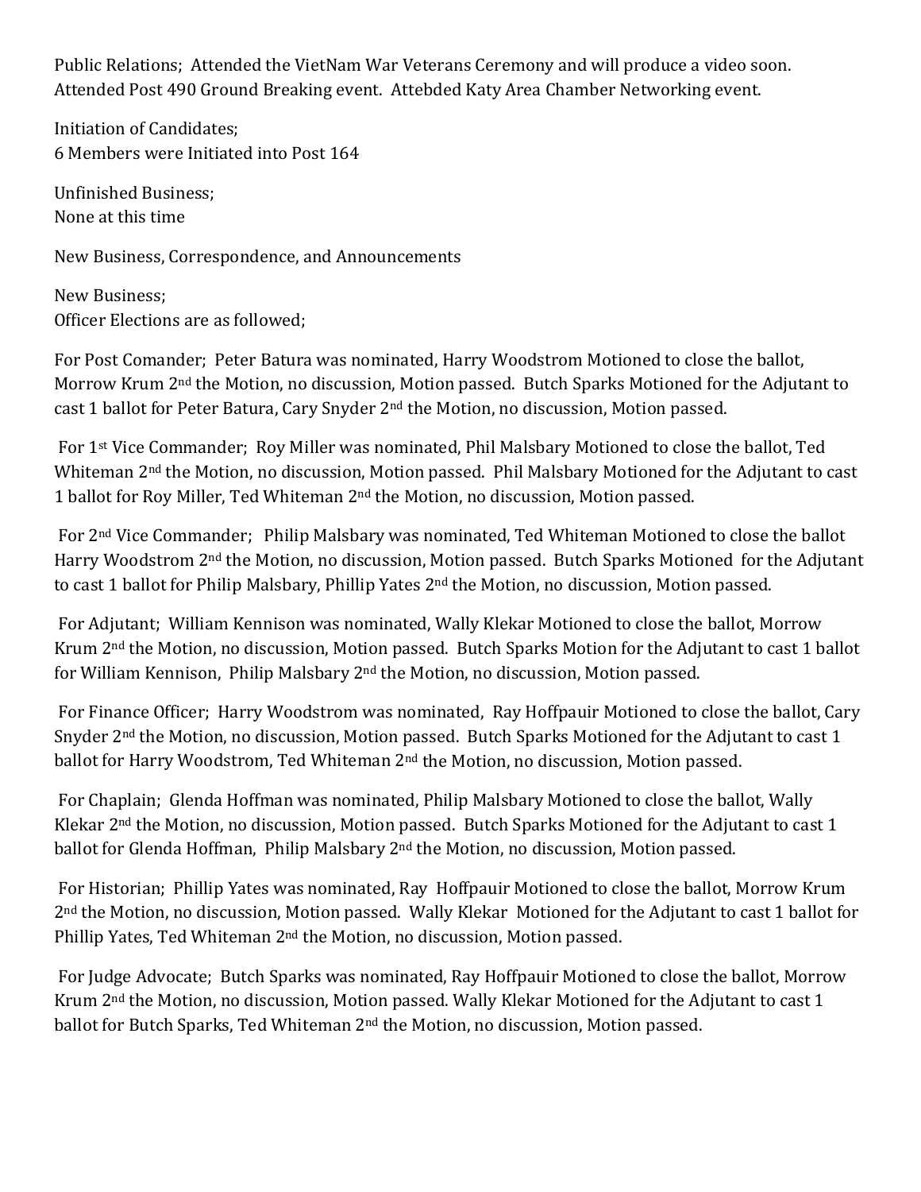Public Relations; Attended the VietNam War Veterans Ceremony and will produce a video soon. Attended Post 490 Ground Breaking event. Attebded Katy Area Chamber Networking event.

Initiation of Candidates;
6 Members were Initiated into Post 164

Unfinished Business;
None at this time

New Business, Correspondence, and Announcements

New Business;
Officer Elections are as followed;

For Post Comander; Peter Batura was nominated, Harry Woodstrom Motioned to close the ballot, Morrow Krum 2nd the Motion, no discussion, Motion passed. Butch Sparks Motioned for the Adjutant to cast 1 ballot for Peter Batura, Cary Snyder 2nd the Motion, no discussion, Motion passed.

For 1st Vice Commander; Roy Miller was nominated, Phil Malsbary Motioned to close the ballot, Ted Whiteman 2nd the Motion, no discussion, Motion passed. Phil Malsbary Motioned for the Adjutant to cast 1 ballot for Roy Miller, Ted Whiteman 2nd the Motion, no discussion, Motion passed.

For 2nd Vice Commander; Philip Malsbary was nominated, Ted Whiteman Motioned to close the ballot Harry Woodstrom 2nd the Motion, no discussion, Motion passed. Butch Sparks Motioned for the Adjutant to cast 1 ballot for Philip Malsbary, Phillip Yates 2nd the Motion, no discussion, Motion passed.

For Adjutant; William Kennison was nominated, Wally Klekar Motioned to close the ballot, Morrow Krum 2nd the Motion, no discussion, Motion passed. Butch Sparks Motion for the Adjutant to cast 1 ballot for William Kennison, Philip Malsbary 2nd the Motion, no discussion, Motion passed.

For Finance Officer; Harry Woodstrom was nominated, Ray Hoffpauir Motioned to close the ballot, Cary Snyder 2nd the Motion, no discussion, Motion passed. Butch Sparks Motioned for the Adjutant to cast 1 ballot for Harry Woodstrom, Ted Whiteman 2nd the Motion, no discussion, Motion passed.

For Chaplain; Glenda Hoffman was nominated, Philip Malsbary Motioned to close the ballot, Wally Klekar 2nd the Motion, no discussion, Motion passed. Butch Sparks Motioned for the Adjutant to cast 1 ballot for Glenda Hoffman, Philip Malsbary 2nd the Motion, no discussion, Motion passed.

For Historian; Phillip Yates was nominated, Ray Hoffpauir Motioned to close the ballot, Morrow Krum 2nd the Motion, no discussion, Motion passed. Wally Klekar Motioned for the Adjutant to cast 1 ballot for Phillip Yates, Ted Whiteman 2nd the Motion, no discussion, Motion passed.

For Judge Advocate; Butch Sparks was nominated, Ray Hoffpauir Motioned to close the ballot, Morrow Krum 2nd the Motion, no discussion, Motion passed. Wally Klekar Motioned for the Adjutant to cast 1 ballot for Butch Sparks, Ted Whiteman 2nd the Motion, no discussion, Motion passed.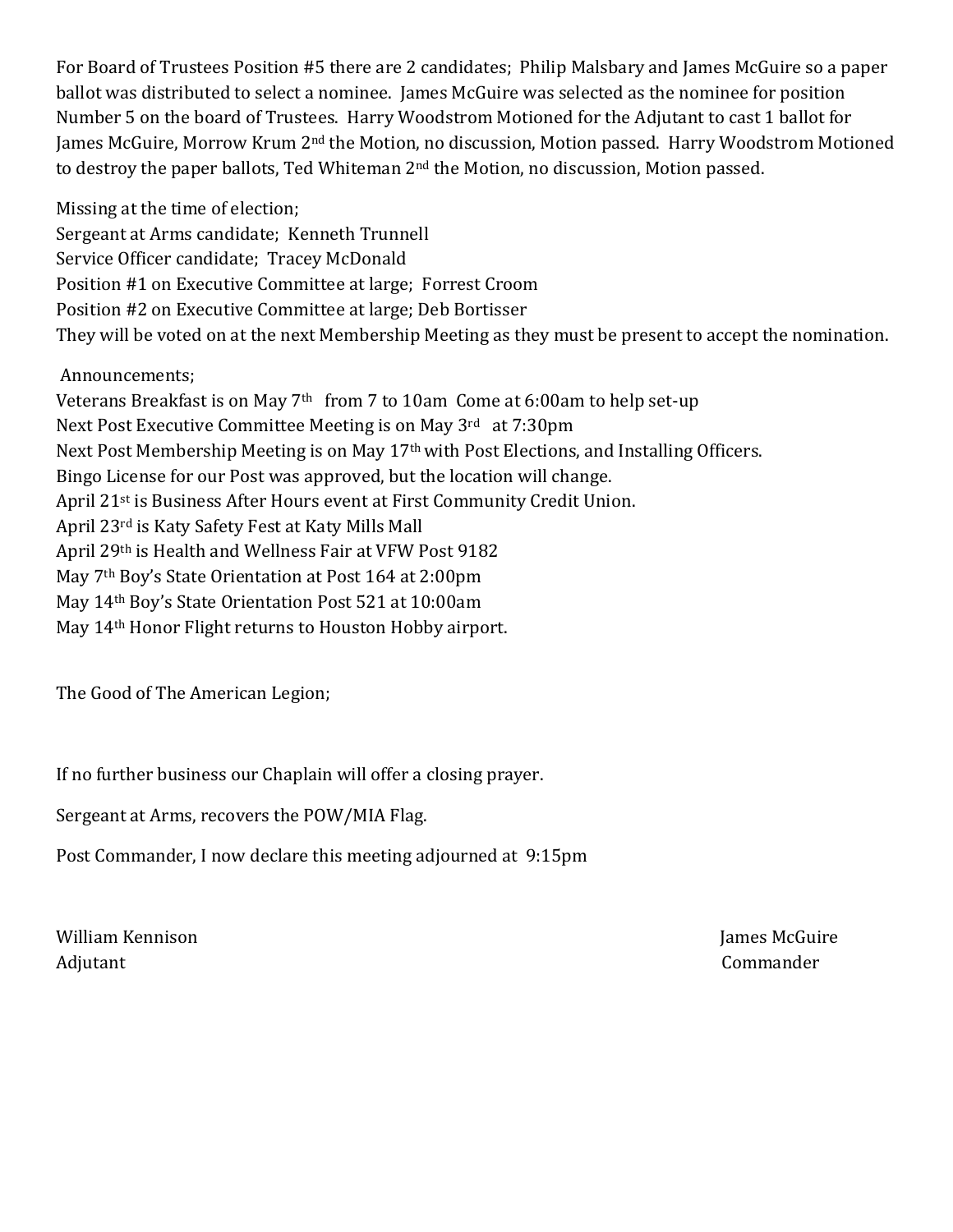For Board of Trustees Position #5 there are 2 candidates; Philip Malsbary and James McGuire so a paper ballot was distributed to select a nominee. James McGuire was selected as the nominee for position Number 5 on the board of Trustees. Harry Woodstrom Motioned for the Adjutant to cast 1 ballot for James McGuire, Morrow Krum 2nd the Motion, no discussion, Motion passed. Harry Woodstrom Motioned to destroy the paper ballots, Ted Whiteman 2nd the Motion, no discussion, Motion passed.

Missing at the time of election;
Sergeant at Arms candidate; Kenneth Trunnell
Service Officer candidate; Tracey McDonald
Position #1 on Executive Committee at large; Forrest Croom
Position #2 on Executive Committee at large; Deb Bortisser
They will be voted on at the next Membership Meeting as they must be present to accept the nomination.

Announcements;
Veterans Breakfast is on May 7th from 7 to 10am Come at 6:00am to help set-up
Next Post Executive Committee Meeting is on May 3rd at 7:30pm
Next Post Membership Meeting is on May 17th with Post Elections, and Installing Officers.
Bingo License for our Post was approved, but the location will change.
April 21st is Business After Hours event at First Community Credit Union.
April 23rd is Katy Safety Fest at Katy Mills Mall
April 29th is Health and Wellness Fair at VFW Post 9182
May 7th Boy's State Orientation at Post 164 at 2:00pm
May 14th Boy's State Orientation Post 521 at 10:00am
May 14th Honor Flight returns to Houston Hobby airport.

The Good of The American Legion;

If no further business our Chaplain will offer a closing prayer.

Sergeant at Arms, recovers the POW/MIA Flag.

Post Commander, I now declare this meeting adjourned at 9:15pm

William Kennison
Adjutant

James McGuire
Commander